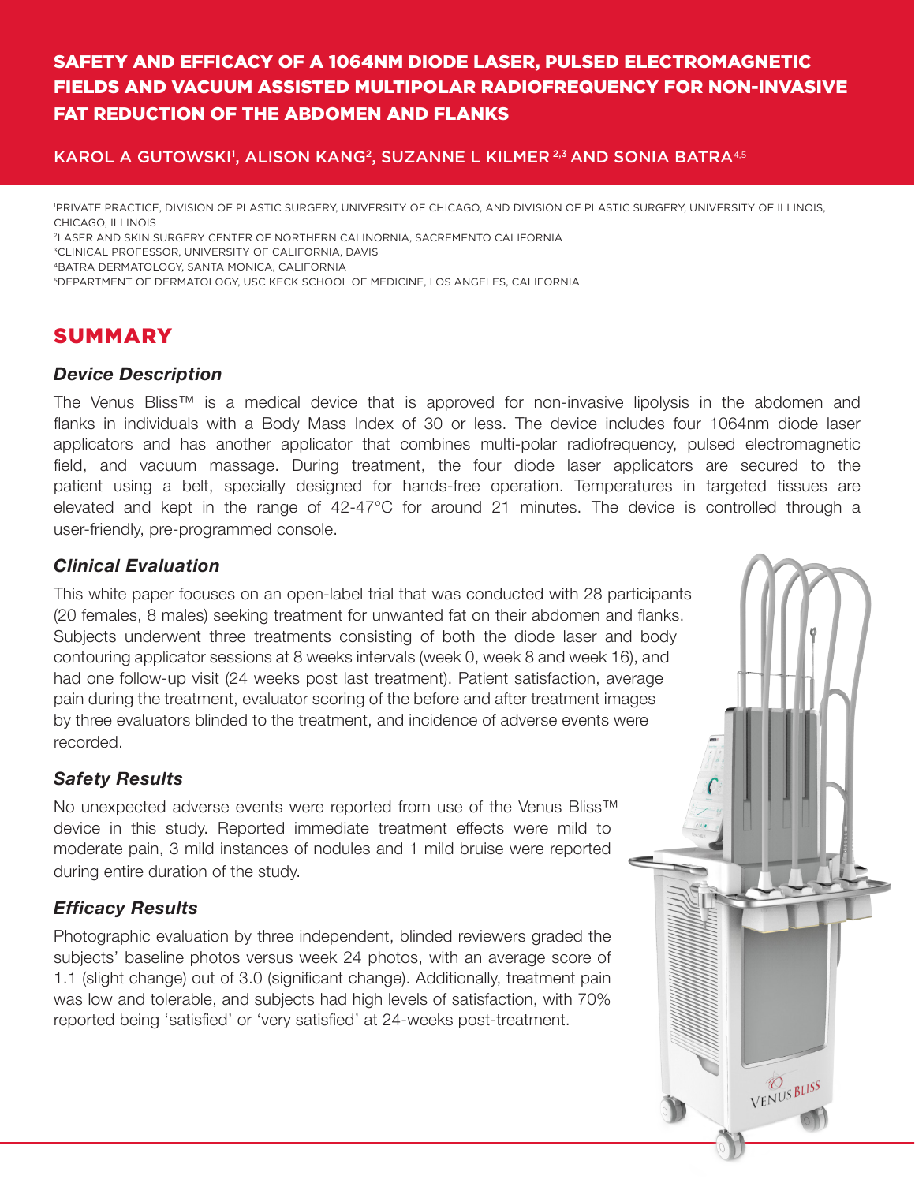# SAFETY AND EFFICACY OF A 1064NM DIODE LASER, PULSED ELECTROMAGNETIC FIELDS AND VACUUM ASSISTED MULTIPOLAR RADIOFREQUENCY FOR NON-INVASIVE FAT REDUCTION OF THE ABDOMEN AND FLANKS

KAROL A GUTOWSKI[1], ALISON KANG[2], SUZANNE L KILMER[2,3] AND SONIA BATRA[4,5]

[1]PRIVATE PRACTICE, DIVISION OF PLASTIC SURGERY, UNIVERSITY OF CHICAGO, AND DIVISION OF PLASTIC SURGERY, UNIVERSITY OF ILLINOIS, CHICAGO, ILLINOIS
[2]LASER AND SKIN SURGERY CENTER OF NORTHERN CALINORNIA, SACREMENTO CALIFORNIA
[3]CLINICAL PROFESSOR, UNIVERSITY OF CALIFORNIA, DAVIS
[4]BATRA DERMATOLOGY, SANTA MONICA, CALIFORNIA
[5]DEPARTMENT OF DERMATOLOGY, USC KECK SCHOOL OF MEDICINE, LOS ANGELES, CALIFORNIA

## SUMMARY

### *Device Description*

The Venus Bliss™ is a medical device that is approved for non-invasive lipolysis in the abdomen and flanks in individuals with a Body Mass Index of 30 or less. The device includes four 1064nm diode laser applicators and has another applicator that combines multi-polar radiofrequency, pulsed electromagnetic field, and vacuum massage. During treatment, the four diode laser applicators are secured to the patient using a belt, specially designed for hands-free operation. Temperatures in targeted tissues are elevated and kept in the range of 42-47°C for around 21 minutes. The device is controlled through a user-friendly, pre-programmed console.

### *Clinical Evaluation*

This white paper focuses on an open-label trial that was conducted with 28 participants (20 females, 8 males) seeking treatment for unwanted fat on their abdomen and flanks. Subjects underwent three treatments consisting of both the diode laser and body contouring applicator sessions at 8 weeks intervals (week 0, week 8 and week 16), and had one follow-up visit (24 weeks post last treatment). Patient satisfaction, average pain during the treatment, evaluator scoring of the before and after treatment images by three evaluators blinded to the treatment, and incidence of adverse events were recorded.

### *Safety Results*

No unexpected adverse events were reported from use of the Venus Bliss™ device in this study. Reported immediate treatment effects were mild to moderate pain, 3 mild instances of nodules and 1 mild bruise were reported during entire duration of the study.

### *Efficacy Results*

Photographic evaluation by three independent, blinded reviewers graded the subjects' baseline photos versus week 24 photos, with an average score of 1.1 (slight change) out of 3.0 (significant change). Additionally, treatment pain was low and tolerable, and subjects had high levels of satisfaction, with 70% reported being 'satisfied' or 'very satisfied' at 24-weeks post-treatment.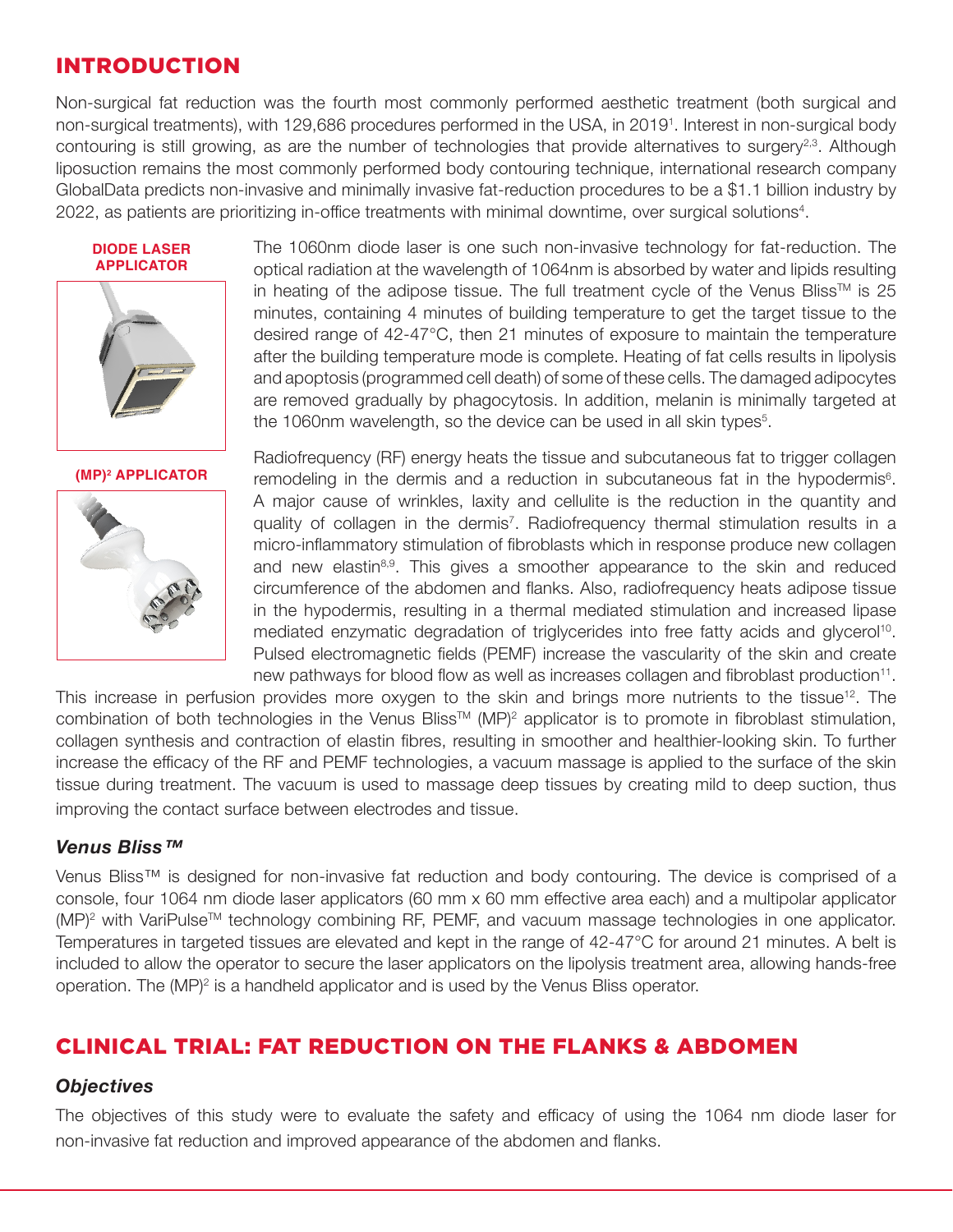## INTRODUCTION

Non-surgical fat reduction was the fourth most commonly performed aesthetic treatment (both surgical and non-surgical treatments), with 129,686 procedures performed in the USA, in 2019[1]. Interest in non-surgical body contouring is still growing, as are the number of technologies that provide alternatives to surgery[2,3]. Although liposuction remains the most commonly performed body contouring technique, international research company GlobalData predicts non-invasive and minimally invasive fat-reduction procedures to be a $1.1 billion industry by 2022, as patients are prioritizing in-office treatments with minimal downtime, over surgical solutions[4].

**DIODE LASER APPLICATOR**

The 1060nm diode laser is one such non-invasive technology for fat-reduction. The optical radiation at the wavelength of 1064nm is absorbed by water and lipids resulting in heating of the adipose tissue. The full treatment cycle of the Venus Bliss™ is 25 minutes, containing 4 minutes of building temperature to get the target tissue to the desired range of 42-47°C, then 21 minutes of exposure to maintain the temperature after the building temperature mode is complete. Heating of fat cells results in lipolysis and apoptosis (programmed cell death) of some of these cells. The damaged adipocytes are removed gradually by phagocytosis. In addition, melanin is minimally targeted at the 1060nm wavelength, so the device can be used in all skin types[5].

**(MP)² APPLICATOR**

Radiofrequency (RF) energy heats the tissue and subcutaneous fat to trigger collagen remodeling in the dermis and a reduction in subcutaneous fat in the hypodermis[6]. A major cause of wrinkles, laxity and cellulite is the reduction in the quantity and quality of collagen in the dermis[7]. Radiofrequency thermal stimulation results in a micro-inflammatory stimulation of fibroblasts which in response produce new collagen and new elastin[8,9]. This gives a smoother appearance to the skin and reduced circumference of the abdomen and flanks. Also, radiofrequency heats adipose tissue in the hypodermis, resulting in a thermal mediated stimulation and increased lipase mediated enzymatic degradation of triglycerides into free fatty acids and glycerol[10]. Pulsed electromagnetic fields (PEMF) increase the vascularity of the skin and create new pathways for blood flow as well as increases collagen and fibroblast production[11]. This increase in perfusion provides more oxygen to the skin and brings more nutrients to the tissue[12]. The combination of both technologies in the Venus Bliss™ (MP)² applicator is to promote in fibroblast stimulation, collagen synthesis and contraction of elastin fibres, resulting in smoother and healthier-looking skin. To further increase the efficacy of the RF and PEMF technologies, a vacuum massage is applied to the surface of the skin tissue during treatment. The vacuum is used to massage deep tissues by creating mild to deep suction, thus improving the contact surface between electrodes and tissue.

### *Venus Bliss™*

Venus Bliss™ is designed for non-invasive fat reduction and body contouring. The device is comprised of a console, four 1064 nm diode laser applicators (60 mm x 60 mm effective area each) and a multipolar applicator (MP)² with VariPulse™ technology combining RF, PEMF, and vacuum massage technologies in one applicator. Temperatures in targeted tissues are elevated and kept in the range of 42-47°C for around 21 minutes. A belt is included to allow the operator to secure the laser applicators on the lipolysis treatment area, allowing hands-free operation. The (MP)² is a handheld applicator and is used by the Venus Bliss operator.

## CLINICAL TRIAL: FAT REDUCTION ON THE FLANKS & ABDOMEN

### *Objectives*

The objectives of this study were to evaluate the safety and efficacy of using the 1064 nm diode laser for non-invasive fat reduction and improved appearance of the abdomen and flanks.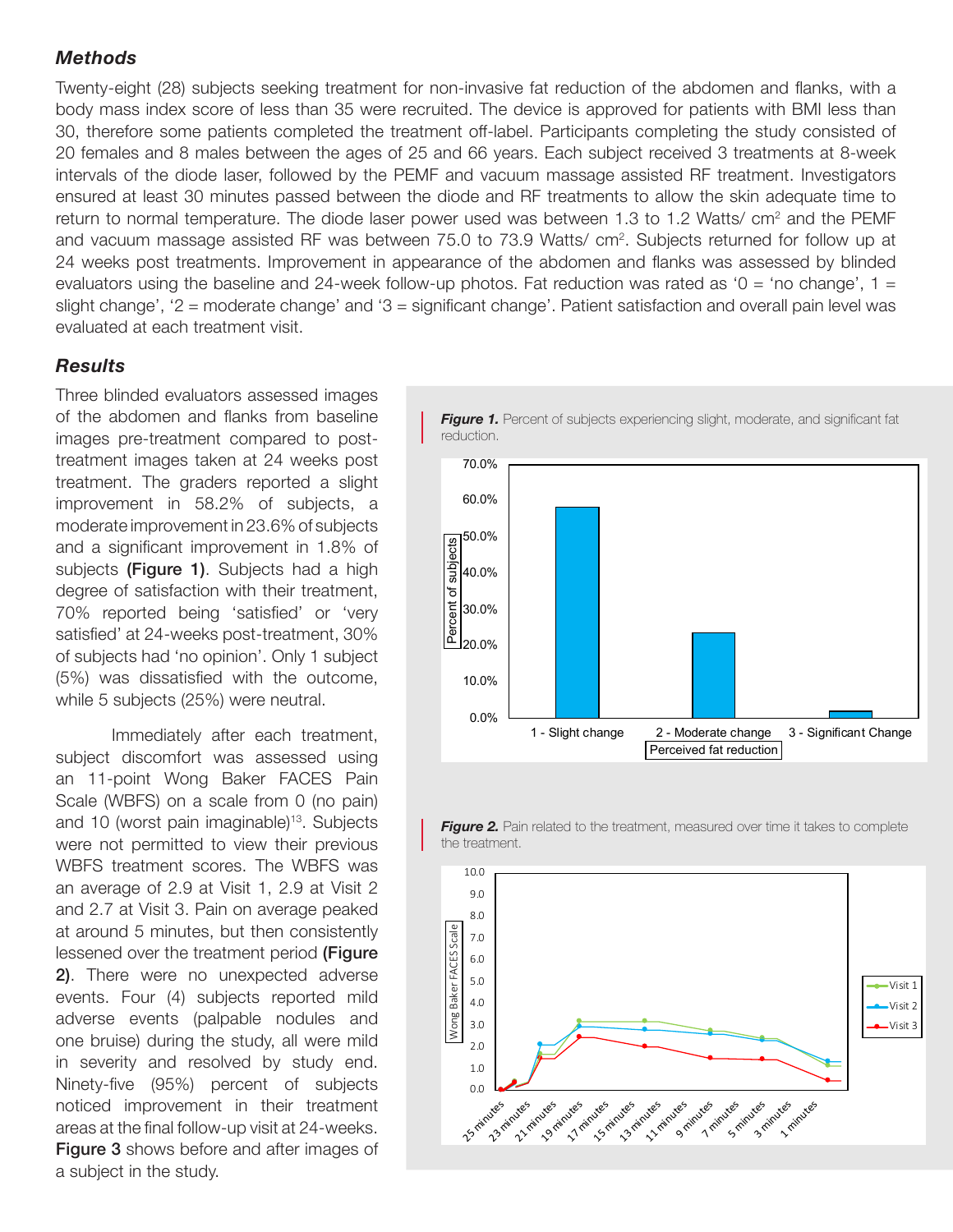### *Methods*

Twenty-eight (28) subjects seeking treatment for non-invasive fat reduction of the abdomen and flanks, with a body mass index score of less than 35 were recruited. The device is approved for patients with BMI less than 30, therefore some patients completed the treatment off-label. Participants completing the study consisted of 20 females and 8 males between the ages of 25 and 66 years. Each subject received 3 treatments at 8-week intervals of the diode laser, followed by the PEMF and vacuum massage assisted RF treatment. Investigators ensured at least 30 minutes passed between the diode and RF treatments to allow the skin adequate time to return to normal temperature. The diode laser power used was between 1.3 to 1.2 Watts/ $cm^2$ and the PEMF and vacuum massage assisted RF was between 75.0 to 73.9 Watts/ $cm^2$. Subjects returned for follow up at 24 weeks post treatments. Improvement in appearance of the abdomen and flanks was assessed by blinded evaluators using the baseline and 24-week follow-up photos. Fat reduction was rated as '0 = 'no change', 1 = slight change', '2 = moderate change' and '3 = significant change'. Patient satisfaction and overall pain level was evaluated at each treatment visit.

### *Results*

Three blinded evaluators assessed images of the abdomen and flanks from baseline images pre-treatment compared to post-treatment images taken at 24 weeks post treatment. The graders reported a slight improvement in 58.2% of subjects, a moderate improvement in 23.6% of subjects and a significant improvement in 1.8% of subjects **(Figure 1)**. Subjects had a high degree of satisfaction with their treatment, 70% reported being 'satisfied' or 'very satisfied' at 24-weeks post-treatment, 30% of subjects had 'no opinion'. Only 1 subject (5%) was dissatisfied with the outcome, while 5 subjects (25%) were neutral.

Immediately after each treatment, subject discomfort was assessed using an 11-point Wong Baker FACES Pain Scale (WBFS) on a scale from 0 (no pain) and 10 (worst pain imaginable)[13]. Subjects were not permitted to view their previous WBFS treatment scores. The WBFS was an average of 2.9 at Visit 1, 2.9 at Visit 2 and 2.7 at Visit 3. Pain on average peaked at around 5 minutes, but then consistently lessened over the treatment period **(Figure 2)**. There were no unexpected adverse events. Four (4) subjects reported mild adverse events (palpable nodules and one bruise) during the study, all were mild in severity and resolved by study end. Ninety-five (95%) percent of subjects noticed improvement in their treatment areas at the final follow-up visit at 24-weeks. **Figure 3** shows before and after images of a subject in the study.

***Figure 1.*** Percent of subjects experiencing slight, moderate, and significant fat reduction.

***Figure 2.*** Pain related to the treatment, measured over time it takes to complete the treatment.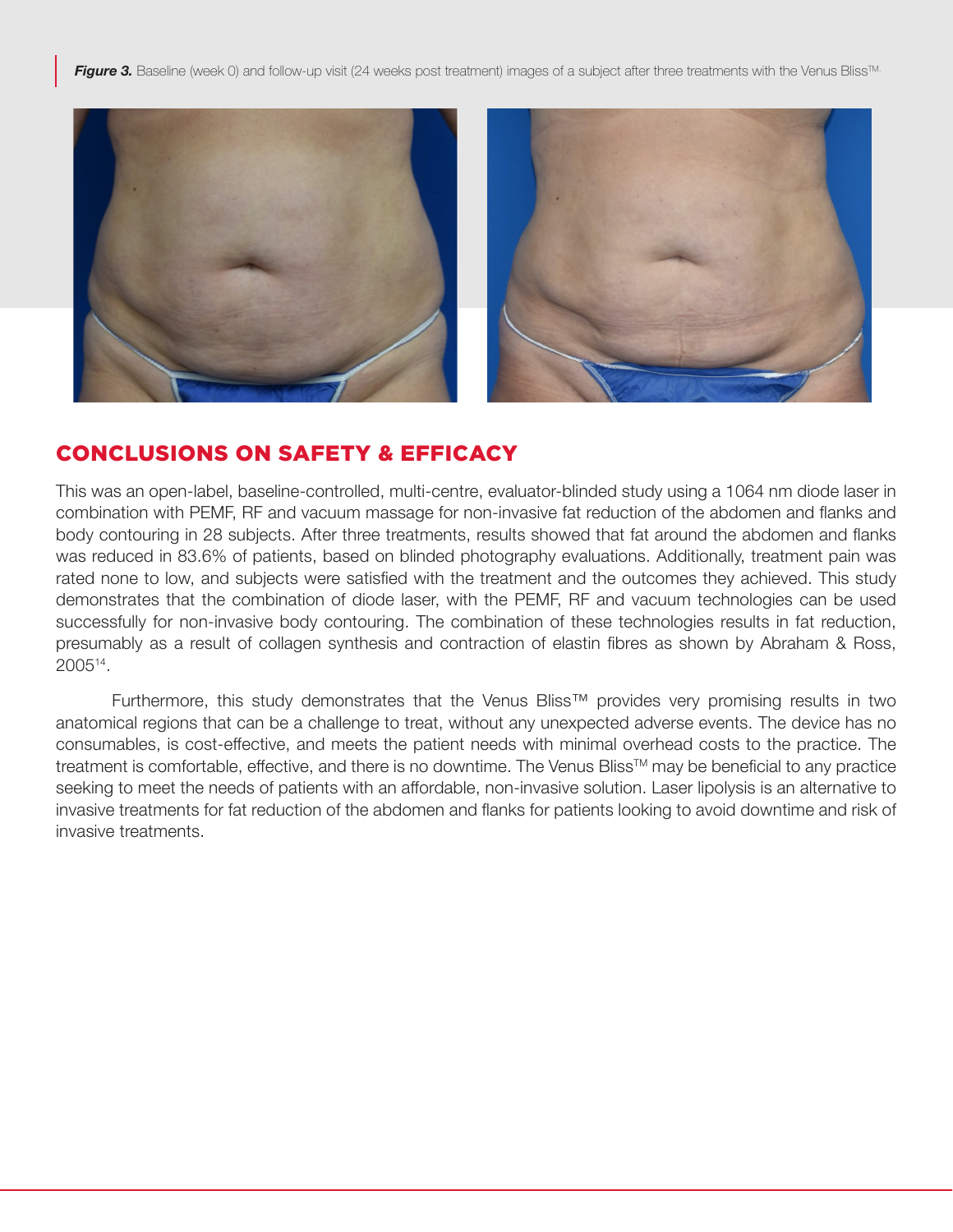***Figure 3.*** Baseline (week 0) and follow-up visit (24 weeks post treatment) images of a subject after three treatments with the Venus Bliss™.

## CONCLUSIONS ON SAFETY & EFFICACY

This was an open-label, baseline-controlled, multi-centre, evaluator-blinded study using a 1064 nm diode laser in combination with PEMF, RF and vacuum massage for non-invasive fat reduction of the abdomen and flanks and body contouring in 28 subjects. After three treatments, results showed that fat around the abdomen and flanks was reduced in 83.6% of patients, based on blinded photography evaluations. Additionally, treatment pain was rated none to low, and subjects were satisfied with the treatment and the outcomes they achieved. This study demonstrates that the combination of diode laser, with the PEMF, RF and vacuum technologies can be used successfully for non-invasive body contouring. The combination of these technologies results in fat reduction, presumably as a result of collagen synthesis and contraction of elastin fibres as shown by Abraham & Ross, 2005[14].

Furthermore, this study demonstrates that the Venus Bliss™ provides very promising results in two anatomical regions that can be a challenge to treat, without any unexpected adverse events. The device has no consumables, is cost-effective, and meets the patient needs with minimal overhead costs to the practice. The treatment is comfortable, effective, and there is no downtime. The Venus Bliss™ may be beneficial to any practice seeking to meet the needs of patients with an affordable, non-invasive solution. Laser lipolysis is an alternative to invasive treatments for fat reduction of the abdomen and flanks for patients looking to avoid downtime and risk of invasive treatments.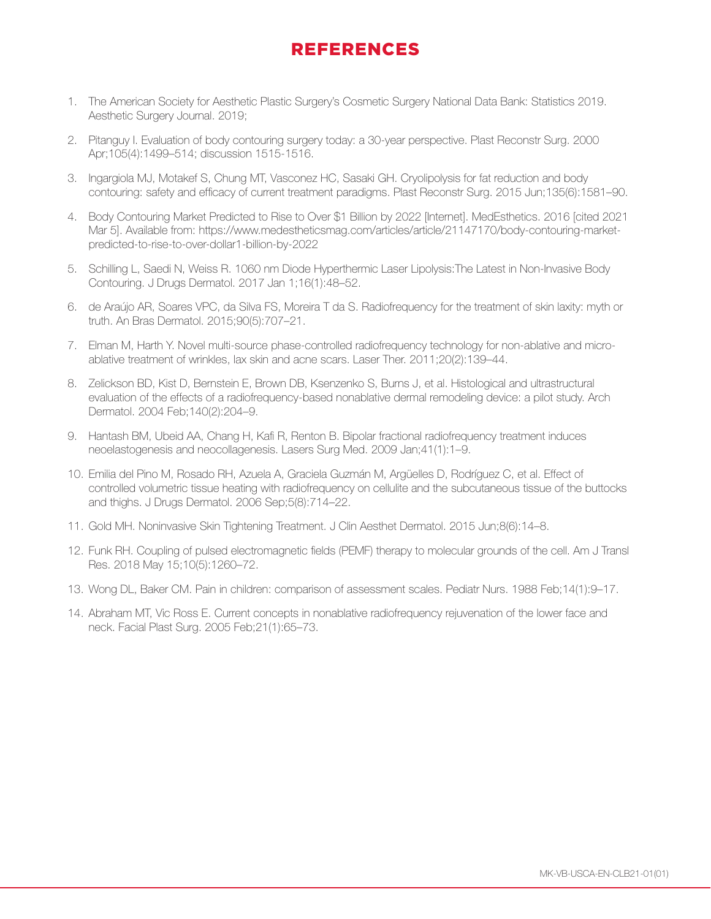# REFERENCES

1. The American Society for Aesthetic Plastic Surgery's Cosmetic Surgery National Data Bank: Statistics 2019. Aesthetic Surgery Journal. 2019;
2. Pitanguy I. Evaluation of body contouring surgery today: a 30-year perspective. Plast Reconstr Surg. 2000 Apr;105(4):1499–514; discussion 1515-1516.
3. Ingargiola MJ, Motakef S, Chung MT, Vasconez HC, Sasaki GH. Cryolipolysis for fat reduction and body contouring: safety and efficacy of current treatment paradigms. Plast Reconstr Surg. 2015 Jun;135(6):1581–90.
4. Body Contouring Market Predicted to Rise to Over $1 Billion by 2022 [Internet]. MedEsthetics. 2016 [cited 2021 Mar 5]. Available from: https://www.medestheticsmag.com/articles/article/21147170/body-contouring-market-predicted-to-rise-to-over-dollar1-billion-by-2022
5. Schilling L, Saedi N, Weiss R. 1060 nm Diode Hyperthermic Laser Lipolysis:The Latest in Non-Invasive Body Contouring. J Drugs Dermatol. 2017 Jan 1;16(1):48–52.
6. de Araújo AR, Soares VPC, da Silva FS, Moreira T da S. Radiofrequency for the treatment of skin laxity: myth or truth. An Bras Dermatol. 2015;90(5):707–21.
7. Elman M, Harth Y. Novel multi-source phase-controlled radiofrequency technology for non-ablative and micro-ablative treatment of wrinkles, lax skin and acne scars. Laser Ther. 2011;20(2):139–44.
8. Zelickson BD, Kist D, Bernstein E, Brown DB, Ksenzenko S, Burns J, et al. Histological and ultrastructural evaluation of the effects of a radiofrequency-based nonablative dermal remodeling device: a pilot study. Arch Dermatol. 2004 Feb;140(2):204–9.
9. Hantash BM, Ubeid AA, Chang H, Kafi R, Renton B. Bipolar fractional radiofrequency treatment induces neoelastogenesis and neocollagenesis. Lasers Surg Med. 2009 Jan;41(1):1–9.
10. Emilia del Pino M, Rosado RH, Azuela A, Graciela Guzmán M, Argüelles D, Rodríguez C, et al. Effect of controlled volumetric tissue heating with radiofrequency on cellulite and the subcutaneous tissue of the buttocks and thighs. J Drugs Dermatol. 2006 Sep;5(8):714–22.
11. Gold MH. Noninvasive Skin Tightening Treatment. J Clin Aesthet Dermatol. 2015 Jun;8(6):14–8.
12. Funk RH. Coupling of pulsed electromagnetic fields (PEMF) therapy to molecular grounds of the cell. Am J Transl Res. 2018 May 15;10(5):1260–72.
13. Wong DL, Baker CM. Pain in children: comparison of assessment scales. Pediatr Nurs. 1988 Feb;14(1):9–17.
14. Abraham MT, Vic Ross E. Current concepts in nonablative radiofrequency rejuvenation of the lower face and neck. Facial Plast Surg. 2005 Feb;21(1):65–73.

MK-VB-USCA-EN-CLB21-01(01)